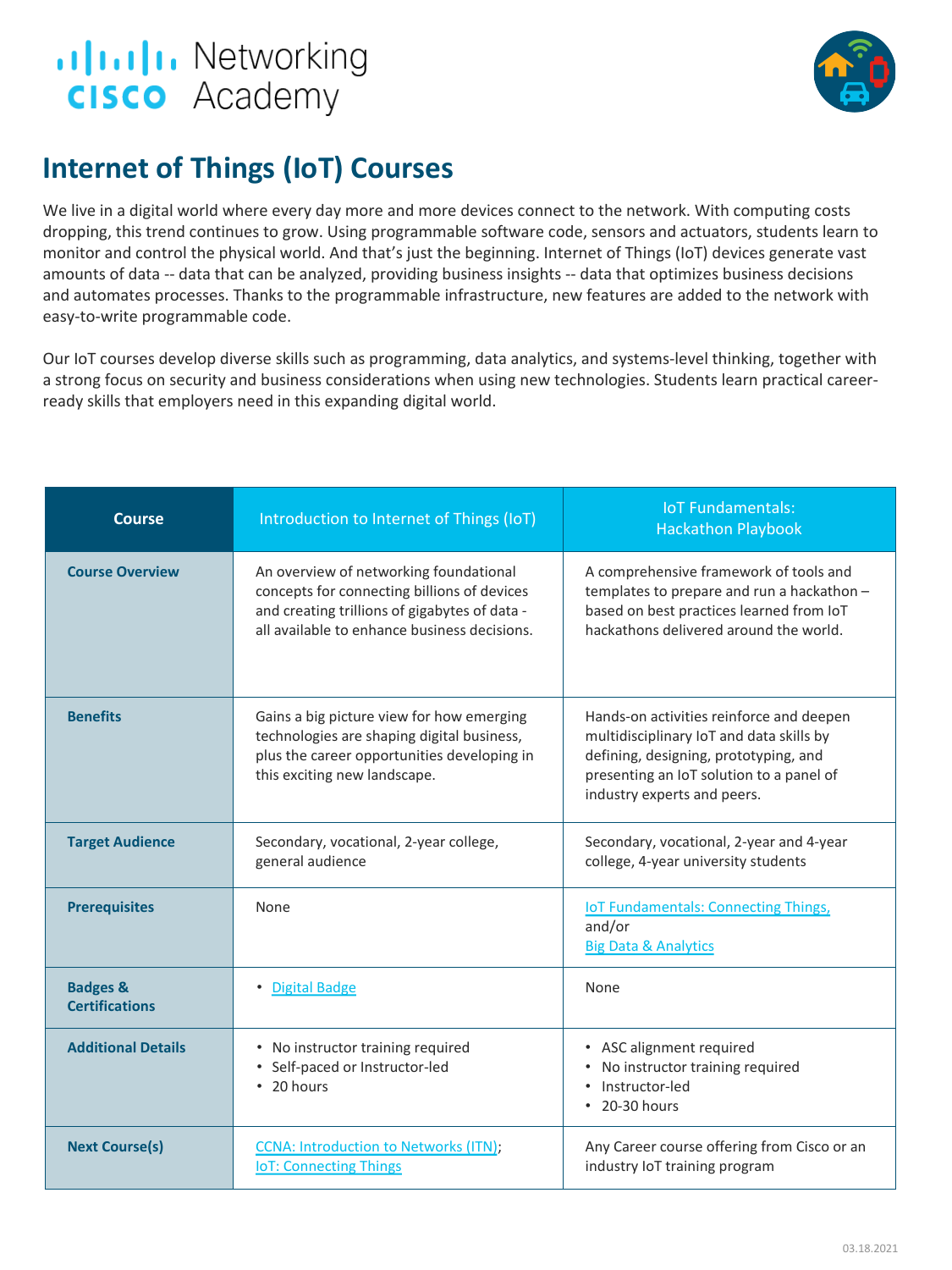Cisco Networking Academy

# Internet of Things (IoT) Courses

We live in a digital world where every day more and more devices connect to the network. With computing costs dropping, this trend continues to grow. Using programmable software code, sensors and actuators, students learn to monitor and control the physical world. And that's just the beginning. Internet of Things (IoT) devices generate vast amounts of data -- data that can be analyzed, providing business insights -- data that optimizes business decisions and automates processes. Thanks to the programmable infrastructure, new features are added to the network with easy-to-write programmable code.

Our IoT courses develop diverse skills such as programming, data analytics, and systems-level thinking, together with a strong focus on security and business considerations when using new technologies. Students learn practical career-ready skills that employers need in this expanding digital world.

| Course | Introduction to Internet of Things (IoT) | IoT Fundamentals: Hackathon Playbook |
|---|---|---|
| **Course Overview** | An overview of networking foundational concepts for connecting billions of devices and creating trillions of gigabytes of data - all available to enhance business decisions. | A comprehensive framework of tools and templates to prepare and run a hackathon – based on best practices learned from IoT hackathons delivered around the world. |
| **Benefits** | Gains a big picture view for how emerging technologies are shaping digital business, plus the career opportunities developing in this exciting new landscape. | Hands-on activities reinforce and deepen multidisciplinary IoT and data skills by defining, designing, prototyping, and presenting an IoT solution to a panel of industry experts and peers. |
| **Target Audience** | Secondary, vocational, 2-year college, general audience | Secondary, vocational, 2-year and 4-year college, 4-year university students |
| **Prerequisites** | None | IoT Fundamentals: Connecting Things, and/or Big Data & Analytics |
| **Badges & Certifications** | • Digital Badge | None |
| **Additional Details** | • No instructor training required<br>• Self-paced or Instructor-led<br>• 20 hours | • ASC alignment required<br>• No instructor training required<br>• Instructor-led<br>• 20-30 hours |
| **Next Course(s)** | CCNA: Introduction to Networks (ITN); IoT: Connecting Things | Any Career course offering from Cisco or an industry IoT training program |

03.18.2021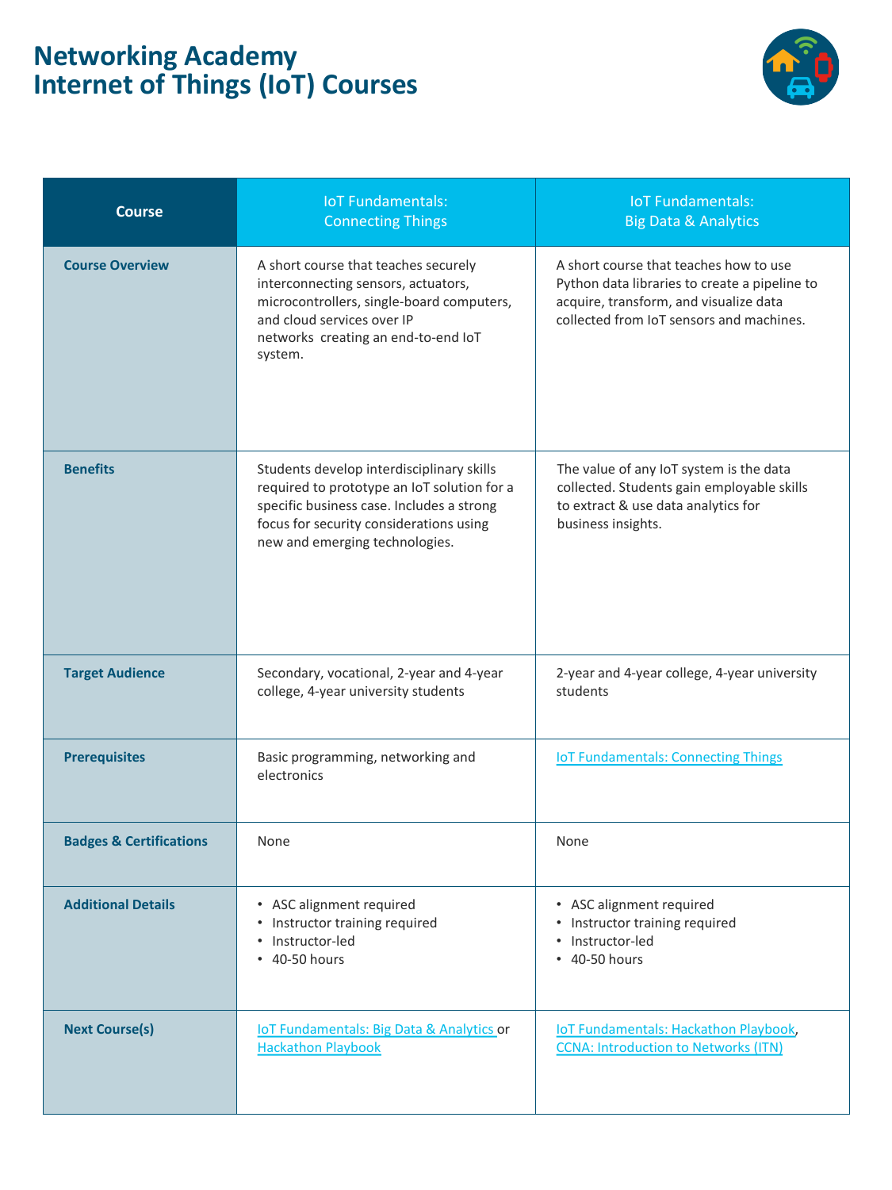# Networking Academy
# Internet of Things (IoT) Courses

| Course | IoT Fundamentals: Connecting Things | IoT Fundamentals: Big Data & Analytics |
|---|---|---|
| **Course Overview** | A short course that teaches securely interconnecting sensors, actuators, microcontrollers, single-board computers, and cloud services over IP networks creating an end-to-end IoT system. | A short course that teaches how to use Python data libraries to create a pipeline to acquire, transform, and visualize data collected from IoT sensors and machines. |
| **Benefits** | Students develop interdisciplinary skills required to prototype an IoT solution for a specific business case. Includes a strong focus for security considerations using new and emerging technologies. | The value of any IoT system is the data collected. Students gain employable skills to extract & use data analytics for business insights. |
| **Target Audience** | Secondary, vocational, 2-year and 4-year college, 4-year university students | 2-year and 4-year college, 4-year university students |
| **Prerequisites** | Basic programming, networking and electronics | IoT Fundamentals: Connecting Things |
| **Badges & Certifications** | None | None |
| **Additional Details** | • ASC alignment required<br>• Instructor training required<br>• Instructor-led<br>• 40-50 hours | • ASC alignment required<br>• Instructor training required<br>• Instructor-led<br>• 40-50 hours |
| **Next Course(s)** | IoT Fundamentals: Big Data & Analytics or Hackathon Playbook | IoT Fundamentals: Hackathon Playbook, CCNA: Introduction to Networks (ITN) |